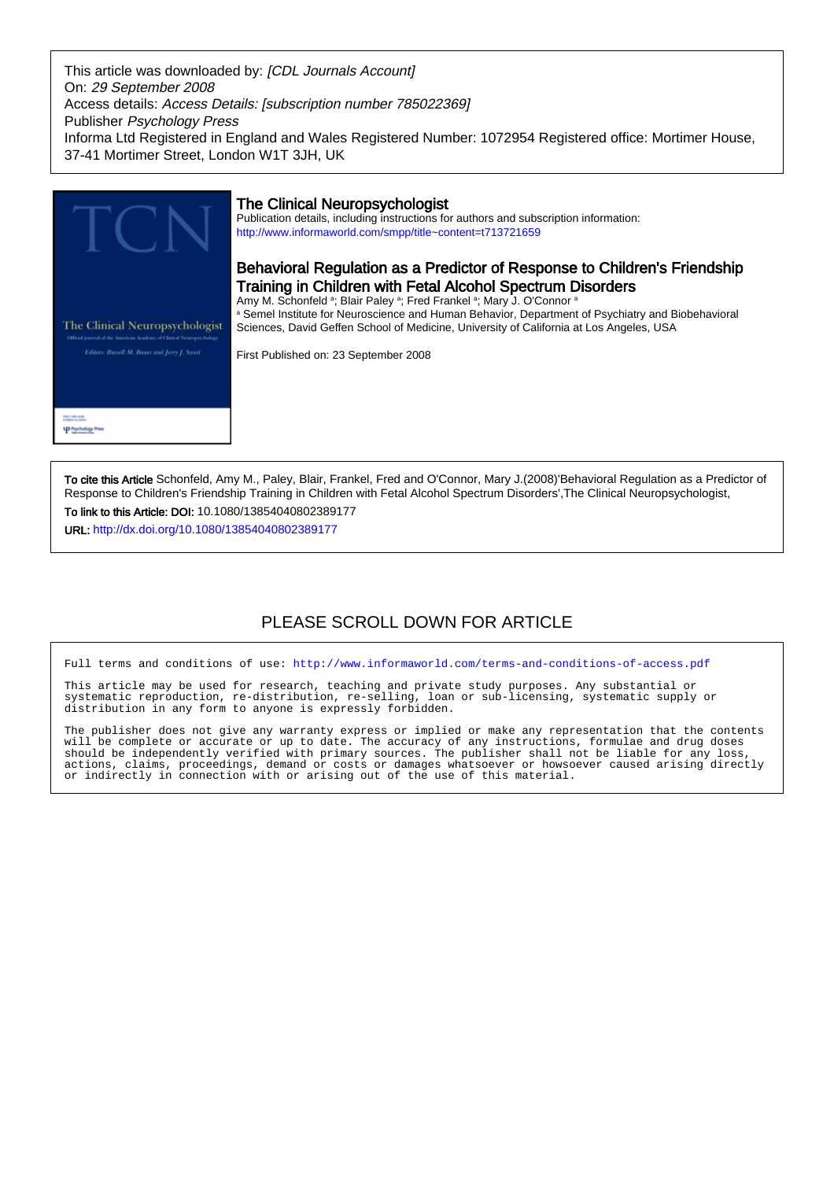This article was downloaded by: *[CDL Journals Account]*
On: *29 September 2008*
Access details: *Access Details: [subscription number 785022369]*
Publisher *Psychology Press*
Informa Ltd Registered in England and Wales Registered Number: 1072954 Registered office: Mortimer House, 37-41 Mortimer Street, London W1T 3JH, UK

## The Clinical Neuropsychologist

Publication details, including instructions for authors and subscription information:
http://www.informaworld.com/smpp/title~content=t713721659

# Behavioral Regulation as a Predictor of Response to Children's Friendship Training in Children with Fetal Alcohol Spectrum Disorders

Amy M. Schonfeld [a]; Blair Paley [a]; Fred Frankel [a]; Mary J. O'Connor [a]

[a] Semel Institute for Neuroscience and Human Behavior, Department of Psychiatry and Biobehavioral Sciences, David Geffen School of Medicine, University of California at Los Angeles, USA

First Published on: 23 September 2008

**To cite this Article** Schonfeld, Amy M., Paley, Blair, Frankel, Fred and O'Connor, Mary J.(2008)'Behavioral Regulation as a Predictor of Response to Children's Friendship Training in Children with Fetal Alcohol Spectrum Disorders',The Clinical Neuropsychologist,

**To link to this Article: DOI:** 10.1080/13854040802389177

**URL:** http://dx.doi.org/10.1080/13854040802389177

PLEASE SCROLL DOWN FOR ARTICLE

```
Full terms and conditions of use: http://www.informaworld.com/terms-and-conditions-of-access.pdf

This article may be used for research, teaching and private study purposes. Any substantial or
systematic reproduction, re-distribution, re-selling, loan or sub-licensing, systematic supply or
distribution in any form to anyone is expressly forbidden.

The publisher does not give any warranty express or implied or make any representation that the contents
will be complete or accurate or up to date. The accuracy of any instructions, formulae and drug doses
should be independently verified with primary sources. The publisher shall not be liable for any loss,
actions, claims, proceedings, demand or costs or damages whatsoever or howsoever caused arising directly
or indirectly in connection with or arising out of the use of this material.
```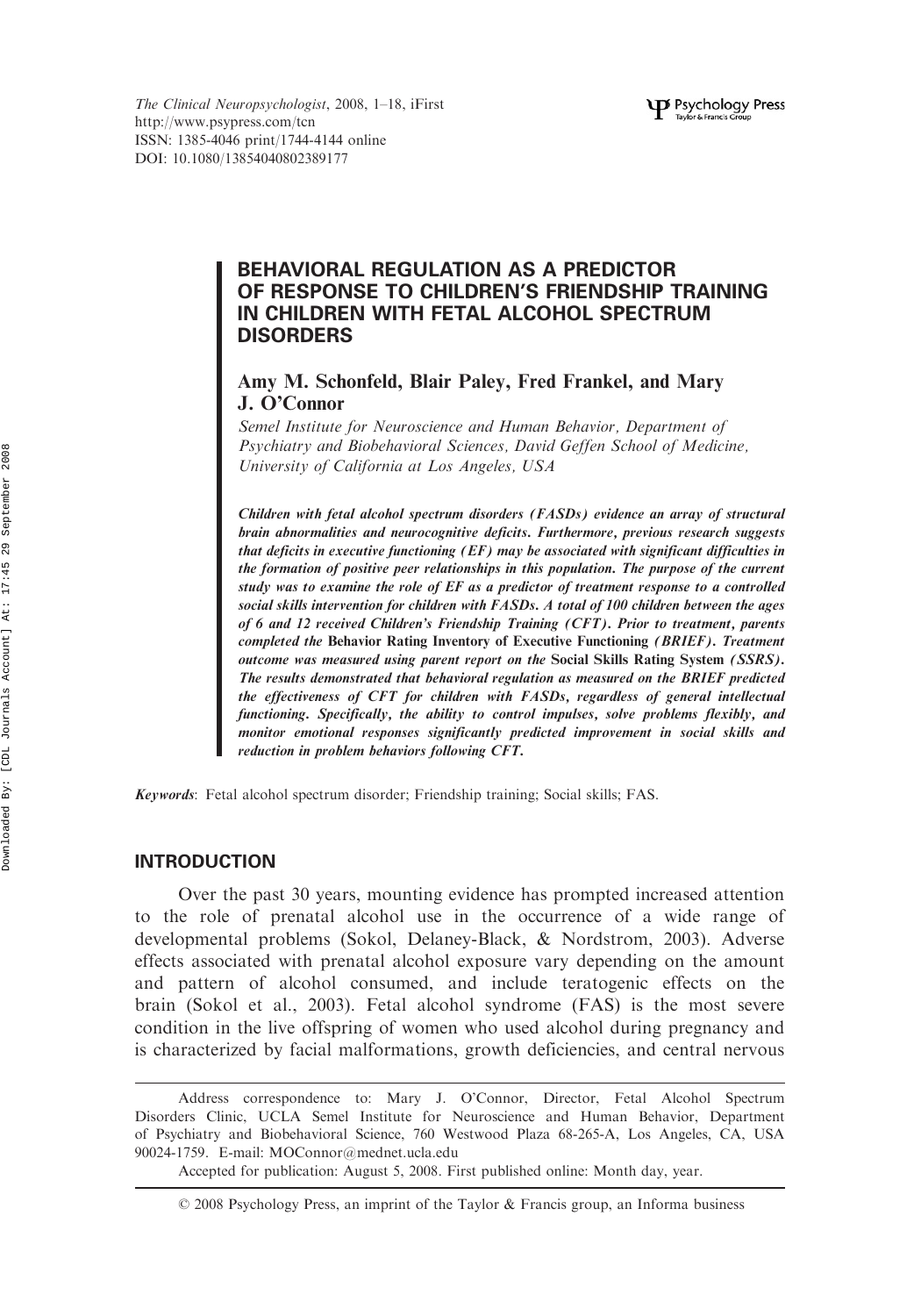# BEHAVIORAL REGULATION AS A PREDICTOR OF RESPONSE TO CHILDREN'S FRIENDSHIP TRAINING IN CHILDREN WITH FETAL ALCOHOL SPECTRUM DISORDERS

**Amy M. Schonfeld, Blair Paley, Fred Frankel, and Mary J. O'Connor**

*Semel Institute for Neuroscience and Human Behavior, Department of Psychiatry and Biobehavioral Sciences, David Geffen School of Medicine, University of California at Los Angeles, USA*

***Children with fetal alcohol spectrum disorders (FASDs) evidence an array of structural brain abnormalities and neurocognitive deficits. Furthermore, previous research suggests that deficits in executive functioning (EF) may be associated with significant difficulties in the formation of positive peer relationships in this population. The purpose of the current study was to examine the role of EF as a predictor of treatment response to a controlled social skills intervention for children with FASDs. A total of 100 children between the ages of 6 and 12 received Children's Friendship Training (CFT). Prior to treatment, parents completed the*** **Behavior Rating Inventory of Executive Functioning** ***(BRIEF). Treatment outcome was measured using parent report on the*** **Social Skills Rating System** ***(SSRS). The results demonstrated that behavioral regulation as measured on the BRIEF predicted the effectiveness of CFT for children with FASDs, regardless of general intellectual functioning. Specifically, the ability to control impulses, solve problems flexibly, and monitor emotional responses significantly predicted improvement in social skills and reduction in problem behaviors following CFT.***

***Keywords***: Fetal alcohol spectrum disorder; Friendship training; Social skills; FAS.

## INTRODUCTION

Over the past 30 years, mounting evidence has prompted increased attention to the role of prenatal alcohol use in the occurrence of a wide range of developmental problems (Sokol, Delaney-Black, & Nordstrom, 2003). Adverse effects associated with prenatal alcohol exposure vary depending on the amount and pattern of alcohol consumed, and include teratogenic effects on the brain (Sokol et al., 2003). Fetal alcohol syndrome (FAS) is the most severe condition in the live offspring of women who used alcohol during pregnancy and is characterized by facial malformations, growth deficiencies, and central nervous

---

Address correspondence to: Mary J. O'Connor, Director, Fetal Alcohol Spectrum Disorders Clinic, UCLA Semel Institute for Neuroscience and Human Behavior, Department of Psychiatry and Biobehavioral Science, 760 Westwood Plaza 68-265-A, Los Angeles, CA, USA 90024-1759. E-mail: MOConnor@mednet.ucla.edu

Accepted for publication: August 5, 2008. First published online: Month day, year.

© 2008 Psychology Press, an imprint of the Taylor & Francis group, an Informa business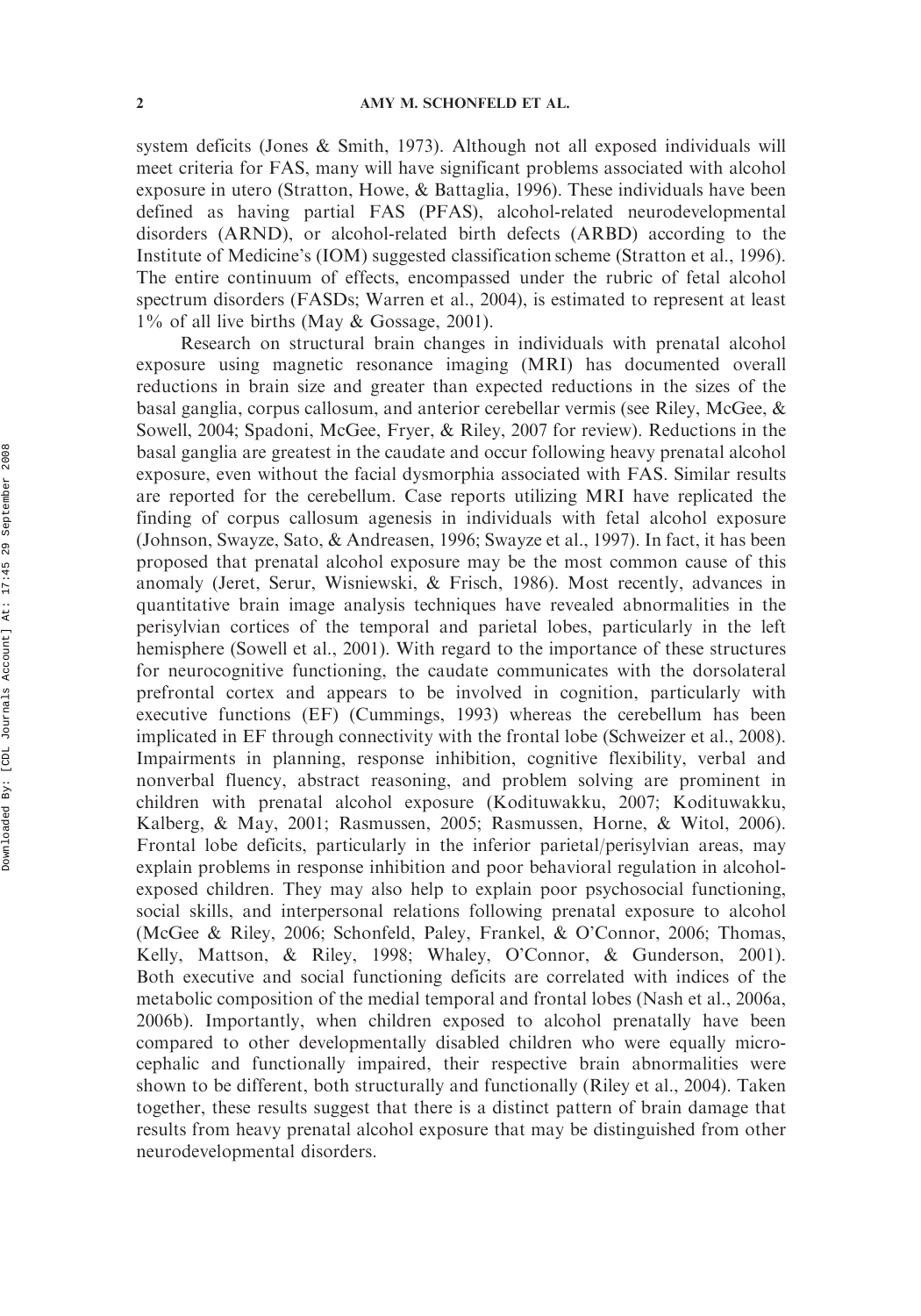system deficits (Jones & Smith, 1973). Although not all exposed individuals will meet criteria for FAS, many will have significant problems associated with alcohol exposure in utero (Stratton, Howe, & Battaglia, 1996). These individuals have been defined as having partial FAS (PFAS), alcohol-related neurodevelopmental disorders (ARND), or alcohol-related birth defects (ARBD) according to the Institute of Medicine's (IOM) suggested classification scheme (Stratton et al., 1996). The entire continuum of effects, encompassed under the rubric of fetal alcohol spectrum disorders (FASDs; Warren et al., 2004), is estimated to represent at least 1% of all live births (May & Gossage, 2001).

Research on structural brain changes in individuals with prenatal alcohol exposure using magnetic resonance imaging (MRI) has documented overall reductions in brain size and greater than expected reductions in the sizes of the basal ganglia, corpus callosum, and anterior cerebellar vermis (see Riley, McGee, & Sowell, 2004; Spadoni, McGee, Fryer, & Riley, 2007 for review). Reductions in the basal ganglia are greatest in the caudate and occur following heavy prenatal alcohol exposure, even without the facial dysmorphia associated with FAS. Similar results are reported for the cerebellum. Case reports utilizing MRI have replicated the finding of corpus callosum agenesis in individuals with fetal alcohol exposure (Johnson, Swayze, Sato, & Andreasen, 1996; Swayze et al., 1997). In fact, it has been proposed that prenatal alcohol exposure may be the most common cause of this anomaly (Jeret, Serur, Wisniewski, & Frisch, 1986). Most recently, advances in quantitative brain image analysis techniques have revealed abnormalities in the perisylvian cortices of the temporal and parietal lobes, particularly in the left hemisphere (Sowell et al., 2001). With regard to the importance of these structures for neurocognitive functioning, the caudate communicates with the dorsolateral prefrontal cortex and appears to be involved in cognition, particularly with executive functions (EF) (Cummings, 1993) whereas the cerebellum has been implicated in EF through connectivity with the frontal lobe (Schweizer et al., 2008). Impairments in planning, response inhibition, cognitive flexibility, verbal and nonverbal fluency, abstract reasoning, and problem solving are prominent in children with prenatal alcohol exposure (Kodituwakku, 2007; Kodituwakku, Kalberg, & May, 2001; Rasmussen, 2005; Rasmussen, Horne, & Witol, 2006). Frontal lobe deficits, particularly in the inferior parietal/perisylvian areas, may explain problems in response inhibition and poor behavioral regulation in alcohol-exposed children. They may also help to explain poor psychosocial functioning, social skills, and interpersonal relations following prenatal exposure to alcohol (McGee & Riley, 2006; Schonfeld, Paley, Frankel, & O'Connor, 2006; Thomas, Kelly, Mattson, & Riley, 1998; Whaley, O'Connor, & Gunderson, 2001). Both executive and social functioning deficits are correlated with indices of the metabolic composition of the medial temporal and frontal lobes (Nash et al., 2006a, 2006b). Importantly, when children exposed to alcohol prenatally have been compared to other developmentally disabled children who were equally microcephalic and functionally impaired, their respective brain abnormalities were shown to be different, both structurally and functionally (Riley et al., 2004). Taken together, these results suggest that there is a distinct pattern of brain damage that results from heavy prenatal alcohol exposure that may be distinguished from other neurodevelopmental disorders.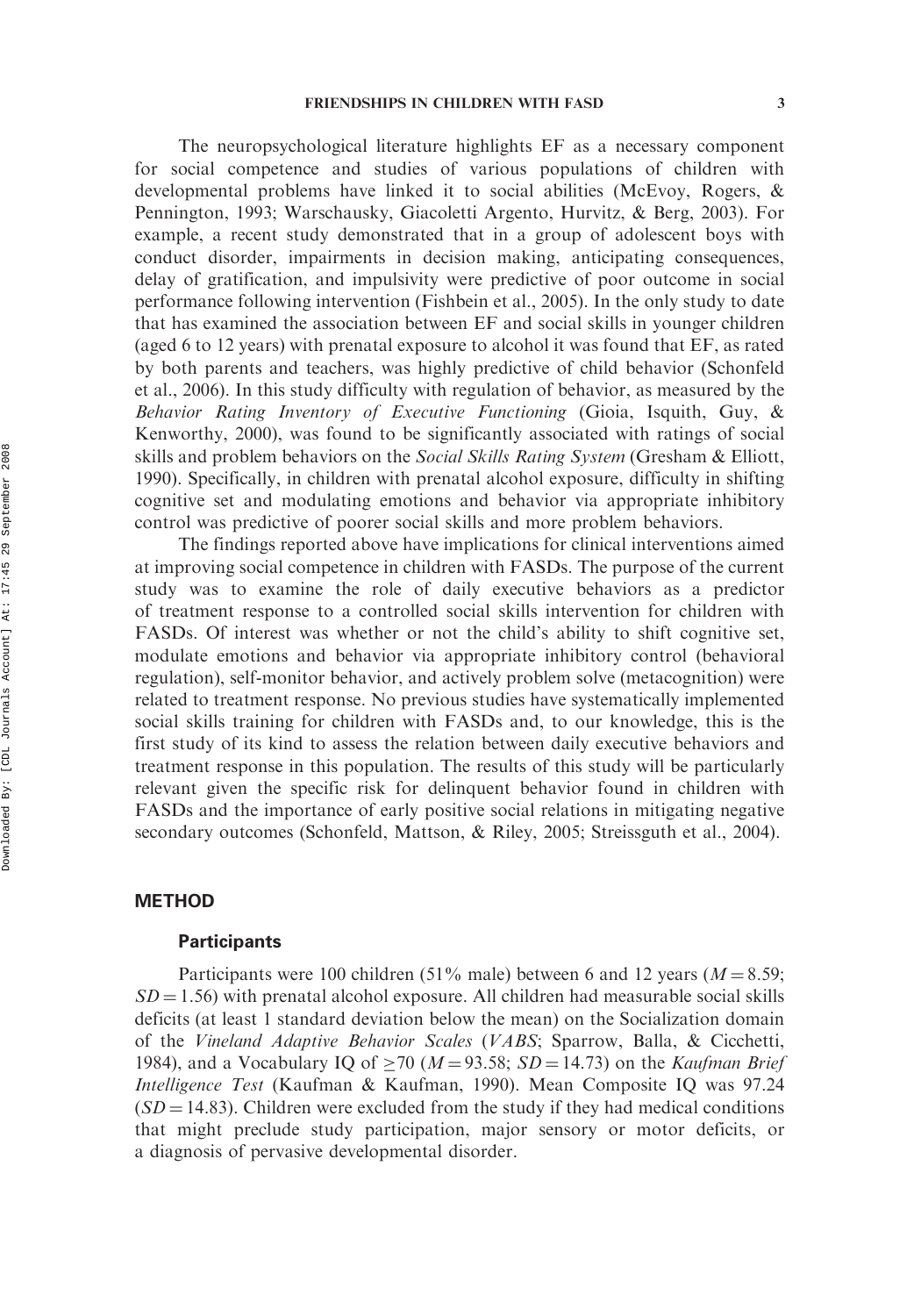The neuropsychological literature highlights EF as a necessary component for social competence and studies of various populations of children with developmental problems have linked it to social abilities (McEvoy, Rogers, & Pennington, 1993; Warschausky, Giacoletti Argento, Hurvitz, & Berg, 2003). For example, a recent study demonstrated that in a group of adolescent boys with conduct disorder, impairments in decision making, anticipating consequences, delay of gratification, and impulsivity were predictive of poor outcome in social performance following intervention (Fishbein et al., 2005). In the only study to date that has examined the association between EF and social skills in younger children (aged 6 to 12 years) with prenatal exposure to alcohol it was found that EF, as rated by both parents and teachers, was highly predictive of child behavior (Schonfeld et al., 2006). In this study difficulty with regulation of behavior, as measured by the *Behavior Rating Inventory of Executive Functioning* (Gioia, Isquith, Guy, & Kenworthy, 2000), was found to be significantly associated with ratings of social skills and problem behaviors on the *Social Skills Rating System* (Gresham & Elliott, 1990). Specifically, in children with prenatal alcohol exposure, difficulty in shifting cognitive set and modulating emotions and behavior via appropriate inhibitory control was predictive of poorer social skills and more problem behaviors.

The findings reported above have implications for clinical interventions aimed at improving social competence in children with FASDs. The purpose of the current study was to examine the role of daily executive behaviors as a predictor of treatment response to a controlled social skills intervention for children with FASDs. Of interest was whether or not the child's ability to shift cognitive set, modulate emotions and behavior via appropriate inhibitory control (behavioral regulation), self-monitor behavior, and actively problem solve (metacognition) were related to treatment response. No previous studies have systematically implemented social skills training for children with FASDs and, to our knowledge, this is the first study of its kind to assess the relation between daily executive behaviors and treatment response in this population. The results of this study will be particularly relevant given the specific risk for delinquent behavior found in children with FASDs and the importance of early positive social relations in mitigating negative secondary outcomes (Schonfeld, Mattson, & Riley, 2005; Streissguth et al., 2004).

## METHOD

### Participants

Participants were 100 children (51% male) between 6 and 12 years ($M = 8.59$; $SD = 1.56$) with prenatal alcohol exposure. All children had measurable social skills deficits (at least 1 standard deviation below the mean) on the Socialization domain of the *Vineland Adaptive Behavior Scales* (*VABS*; Sparrow, Balla, & Cicchetti, 1984), and a Vocabulary IQ of $\geq 70$ ($M = 93.58$; $SD = 14.73$) on the *Kaufman Brief Intelligence Test* (Kaufman & Kaufman, 1990). Mean Composite IQ was 97.24 ($SD = 14.83$). Children were excluded from the study if they had medical conditions that might preclude study participation, major sensory or motor deficits, or a diagnosis of pervasive developmental disorder.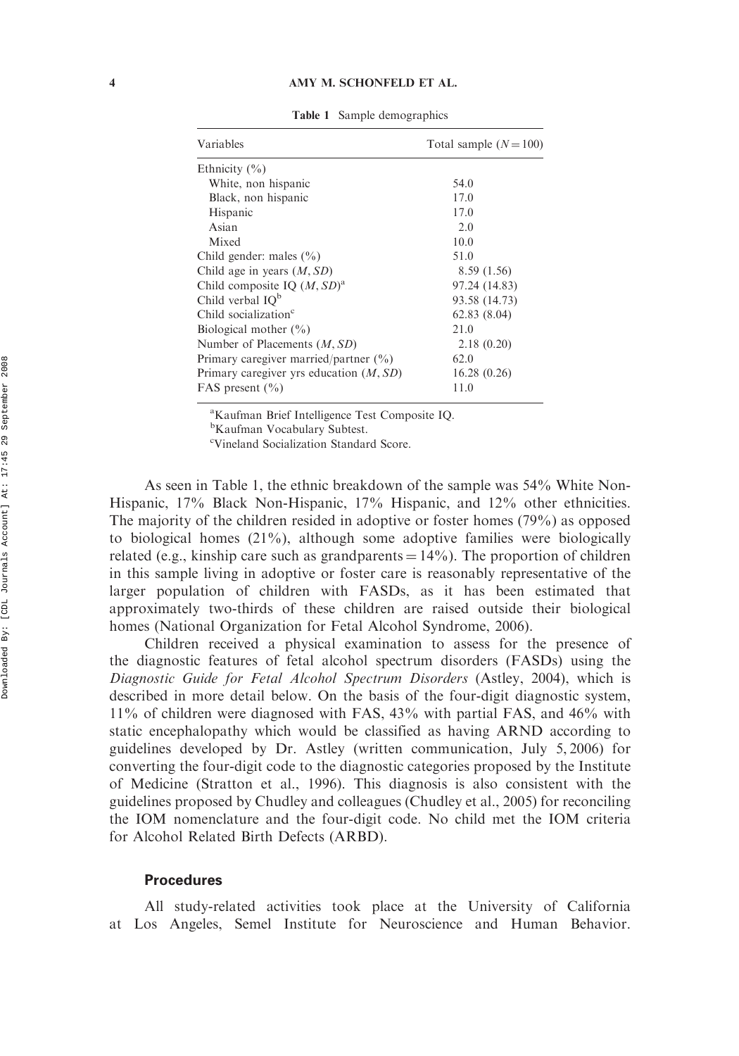**Table 1** Sample demographics

| Variables | Total sample ($N = 100$) |
|---|---|
| Ethnicity (%) | |
| White, non hispanic | 54.0 |
| Black, non hispanic | 17.0 |
| Hispanic | 17.0 |
| Asian | 2.0 |
| Mixed | 10.0 |
| Child gender: males (%) | 51.0 |
| Child age in years ($M$, $SD$) | 8.59 (1.56) |
| Child composite IQ ($M$, $SD$)[a] | 97.24 (14.83) |
| Child verbal IQ[b] | 93.58 (14.73) |
| Child socialization[c] | 62.83 (8.04) |
| Biological mother (%) | 21.0 |
| Number of Placements ($M$, $SD$) | 2.18 (0.20) |
| Primary caregiver married/partner (%) | 62.0 |
| Primary caregiver yrs education ($M$, $SD$) | 16.28 (0.26) |
| FAS present (%) | 11.0 |

[a]Kaufman Brief Intelligence Test Composite IQ.
[b]Kaufman Vocabulary Subtest.
[c]Vineland Socialization Standard Score.

As seen in Table 1, the ethnic breakdown of the sample was 54% White Non-Hispanic, 17% Black Non-Hispanic, 17% Hispanic, and 12% other ethnicities. The majority of the children resided in adoptive or foster homes (79%) as opposed to biological homes (21%), although some adoptive families were biologically related (e.g., kinship care such as grandparents = 14%). The proportion of children in this sample living in adoptive or foster care is reasonably representative of the larger population of children with FASDs, as it has been estimated that approximately two-thirds of these children are raised outside their biological homes (National Organization for Fetal Alcohol Syndrome, 2006).

Children received a physical examination to assess for the presence of the diagnostic features of fetal alcohol spectrum disorders (FASDs) using the *Diagnostic Guide for Fetal Alcohol Spectrum Disorders* (Astley, 2004), which is described in more detail below. On the basis of the four-digit diagnostic system, 11% of children were diagnosed with FAS, 43% with partial FAS, and 46% with static encephalopathy which would be classified as having ARND according to guidelines developed by Dr. Astley (written communication, July 5, 2006) for converting the four-digit code to the diagnostic categories proposed by the Institute of Medicine (Stratton et al., 1996). This diagnosis is also consistent with the guidelines proposed by Chudley and colleagues (Chudley et al., 2005) for reconciling the IOM nomenclature and the four-digit code. No child met the IOM criteria for Alcohol Related Birth Defects (ARBD).

### Procedures

All study-related activities took place at the University of California at Los Angeles, Semel Institute for Neuroscience and Human Behavior.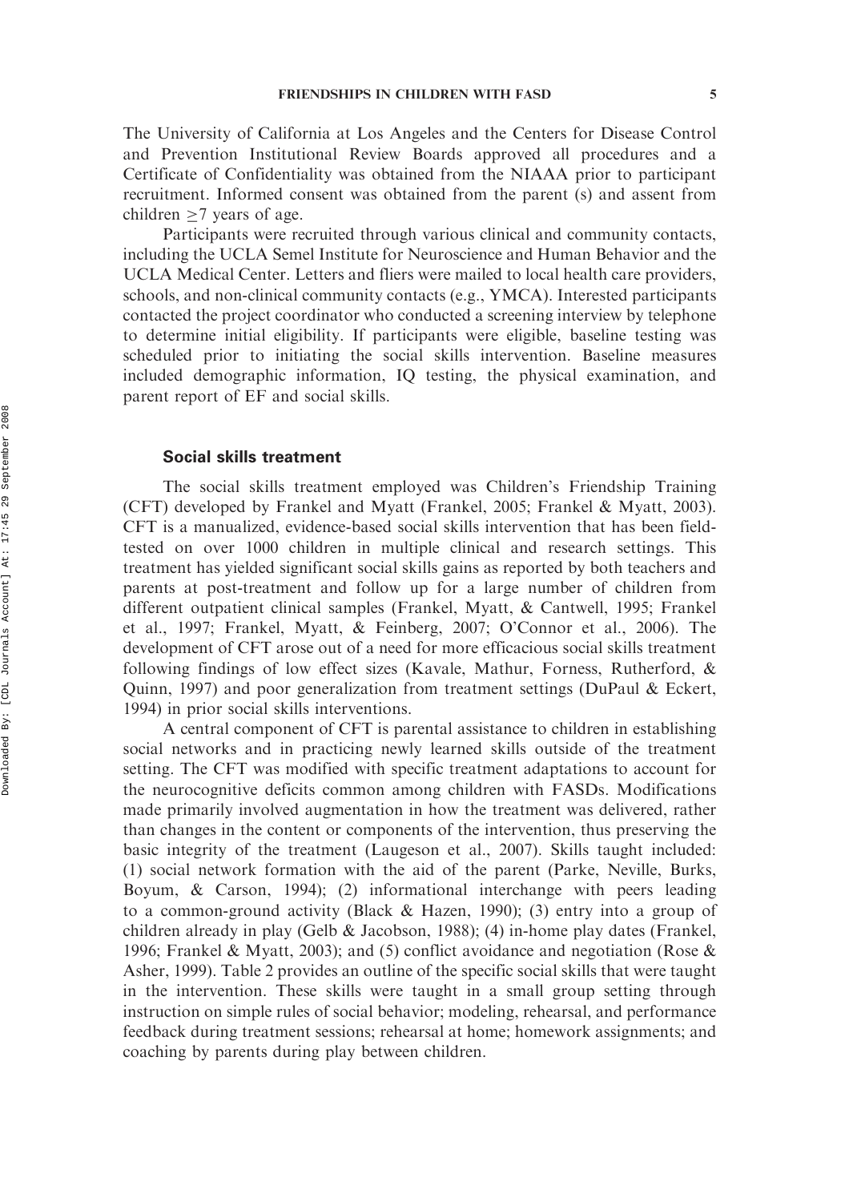The University of California at Los Angeles and the Centers for Disease Control and Prevention Institutional Review Boards approved all procedures and a Certificate of Confidentiality was obtained from the NIAAA prior to participant recruitment. Informed consent was obtained from the parent (s) and assent from children $\geq$7 years of age.

Participants were recruited through various clinical and community contacts, including the UCLA Semel Institute for Neuroscience and Human Behavior and the UCLA Medical Center. Letters and fliers were mailed to local health care providers, schools, and non-clinical community contacts (e.g., YMCA). Interested participants contacted the project coordinator who conducted a screening interview by telephone to determine initial eligibility. If participants were eligible, baseline testing was scheduled prior to initiating the social skills intervention. Baseline measures included demographic information, IQ testing, the physical examination, and parent report of EF and social skills.

### Social skills treatment

The social skills treatment employed was Children's Friendship Training (CFT) developed by Frankel and Myatt (Frankel, 2005; Frankel & Myatt, 2003). CFT is a manualized, evidence-based social skills intervention that has been field-tested on over 1000 children in multiple clinical and research settings. This treatment has yielded significant social skills gains as reported by both teachers and parents at post-treatment and follow up for a large number of children from different outpatient clinical samples (Frankel, Myatt, & Cantwell, 1995; Frankel et al., 1997; Frankel, Myatt, & Feinberg, 2007; O'Connor et al., 2006). The development of CFT arose out of a need for more efficacious social skills treatment following findings of low effect sizes (Kavale, Mathur, Forness, Rutherford, & Quinn, 1997) and poor generalization from treatment settings (DuPaul & Eckert, 1994) in prior social skills interventions.

A central component of CFT is parental assistance to children in establishing social networks and in practicing newly learned skills outside of the treatment setting. The CFT was modified with specific treatment adaptations to account for the neurocognitive deficits common among children with FASDs. Modifications made primarily involved augmentation in how the treatment was delivered, rather than changes in the content or components of the intervention, thus preserving the basic integrity of the treatment (Laugeson et al., 2007). Skills taught included: (1) social network formation with the aid of the parent (Parke, Neville, Burks, Boyum, & Carson, 1994); (2) informational interchange with peers leading to a common-ground activity (Black & Hazen, 1990); (3) entry into a group of children already in play (Gelb & Jacobson, 1988); (4) in-home play dates (Frankel, 1996; Frankel & Myatt, 2003); and (5) conflict avoidance and negotiation (Rose & Asher, 1999). Table 2 provides an outline of the specific social skills that were taught in the intervention. These skills were taught in a small group setting through instruction on simple rules of social behavior; modeling, rehearsal, and performance feedback during treatment sessions; rehearsal at home; homework assignments; and coaching by parents during play between children.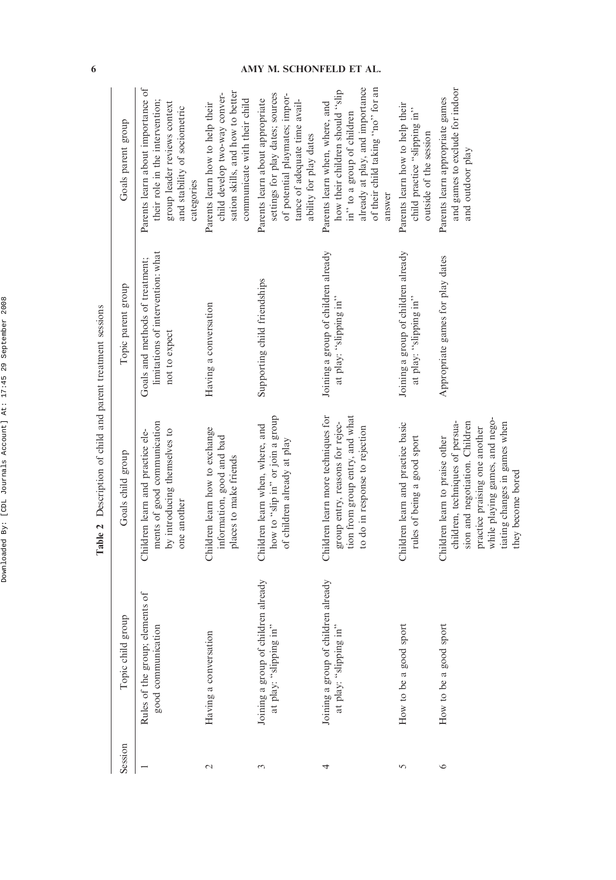**Table 2** Description of child and parent treatment sessions

| Session | Topic child group | Goals child group | Topic parent group | Goals parent group |
|---|---|---|---|---|
| 1 | Rules of the group; elements of good communication | Children learn and practice elements of good communication by introducing themselves to one another | Goals and methods of treatment; limitations of intervention: what not to expect | Parents learn about importance of their role in the intervention; group leader reviews context and stability of sociometric categories |
| 2 | Having a conversation | Children learn how to exchange information, good and bad places to make friends | Having a conversation | Parents learn how to help their child develop two-way conversation skills, and how to better communicate with their child |
| 3 | Joining a group of children already at play: "slipping in" | Children learn when, where, and how to "slip in" or join a group of children already at play | Supporting child friendships | Parents learn about appropriate settings for play dates; sources of potential playmates; importance of adequate time availability for play dates |
| 4 | Joining a group of children already at play: "slipping in" | Children learn more techniques for group entry, reasons for rejection from group entry, and what to do in response to rejection | Joining a group of children already at play: "slipping in" | Parents learn when, where, and how their children should "slip in" to a group of children already at play, and importance of their child taking "no" for an answer |
| 5 | How to be a good sport | Children learn and practice basic rules of being a good sport | Joining a group of children already at play: "slipping in" | Parents learn how to help their child practice "slipping in" outside of the session |
| 6 | How to be a good sport | Children learn to praise other children, techniques of persuasion and negotiation. Children practice praising one another while playing games, and negotiating changes in games when they become bored | Appropriate games for play dates | Parents learn appropriate games and games to exclude for indoor and outdoor play |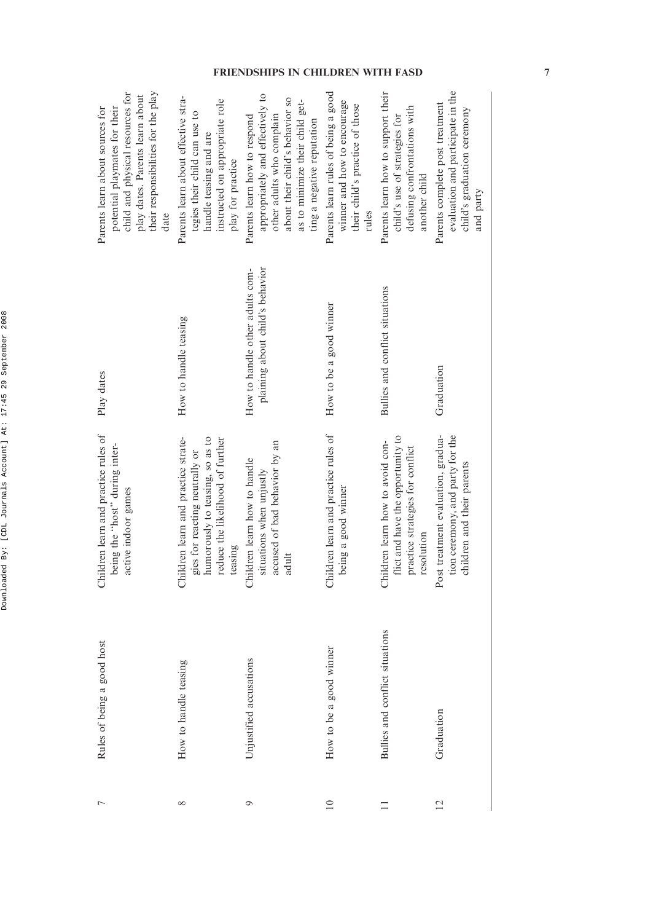| 7 | Rules of being a good host | Children learn and practice rules of being the "host" during interactive indoor games | Play dates | Parents learn about sources for potential playmates for their child and physical resources for play dates. Parents learn about their responsibilities for the play date |
|---|---|---|---|---|
| 8 | How to handle teasing | Children learn and practice strategies for reacting neutrally or humorously to teasing, so as to reduce the likelihood of further teasing | How to handle teasing | Parents learn about effective strategies their child can use to handle teasing and are instructed on appropriate role play for practice |
| 9 | Unjustified accusations | Children learn how to handle situations when unjustly accused of bad behavior by an adult | How to handle other adults complaining about child's behavior | Parents learn how to respond appropriately and effectively to other adults who complain about their child's behavior so as to minimize their child getting a negative reputation |
| 10 | How to be a good winner | Children learn and practice rules of being a good winner | How to be a good winner | Parents learn rules of being a good winner and how to encourage their child's practice of those rules |
| 11 | Bullies and conflict situations | Children learn how to avoid conflict and have the opportunity to practice strategies for conflict resolution | Bullies and conflict situations | Parents learn how to support their child's use of strategies for defusing confrontations with another child |
| 12 | Graduation | Post treatment evaluation, graduation ceremony, and party for the children and their parents | Graduation | Parents complete post treatment evaluation and participate in the child's graduation ceremony and party |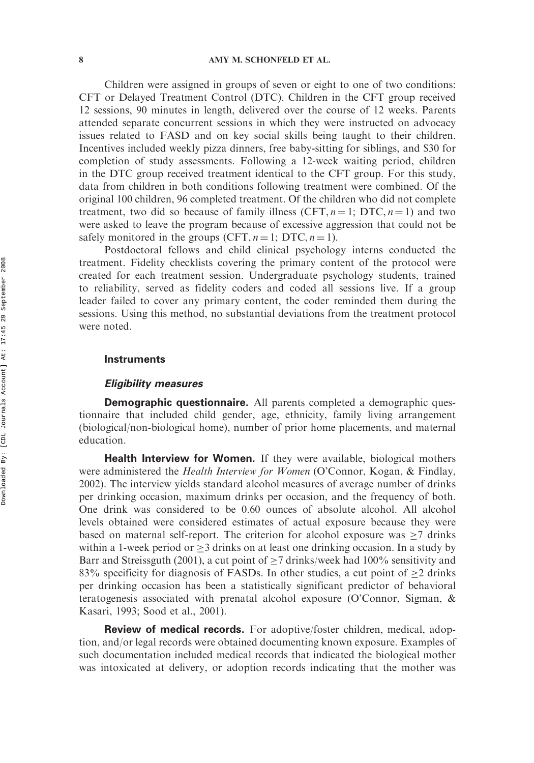Children were assigned in groups of seven or eight to one of two conditions: CFT or Delayed Treatment Control (DTC). Children in the CFT group received 12 sessions, 90 minutes in length, delivered over the course of 12 weeks. Parents attended separate concurrent sessions in which they were instructed on advocacy issues related to FASD and on key social skills being taught to their children. Incentives included weekly pizza dinners, free baby-sitting for siblings, and $30 for completion of study assessments. Following a 12-week waiting period, children in the DTC group received treatment identical to the CFT group. For this study, data from children in both conditions following treatment were combined. Of the original 100 children, 96 completed treatment. Of the children who did not complete treatment, two did so because of family illness (CFT, $n = 1$; DTC, $n = 1$) and two were asked to leave the program because of excessive aggression that could not be safely monitored in the groups (CFT, $n = 1$; DTC, $n = 1$).

Postdoctoral fellows and child clinical psychology interns conducted the treatment. Fidelity checklists covering the primary content of the protocol were created for each treatment session. Undergraduate psychology students, trained to reliability, served as fidelity coders and coded all sessions live. If a group leader failed to cover any primary content, the coder reminded them during the sessions. Using this method, no substantial deviations from the treatment protocol were noted.

## Instruments

### *Eligibility measures*

**Demographic questionnaire.** All parents completed a demographic questionnaire that included child gender, age, ethnicity, family living arrangement (biological/non-biological home), number of prior home placements, and maternal education.

**Health Interview for Women.** If they were available, biological mothers were administered the *Health Interview for Women* (O'Connor, Kogan, & Findlay, 2002). The interview yields standard alcohol measures of average number of drinks per drinking occasion, maximum drinks per occasion, and the frequency of both. One drink was considered to be 0.60 ounces of absolute alcohol. All alcohol levels obtained were considered estimates of actual exposure because they were based on maternal self-report. The criterion for alcohol exposure was $\geq 7$ drinks within a 1-week period or $\geq 3$ drinks on at least one drinking occasion. In a study by Barr and Streissguth (2001), a cut point of $\geq 7$ drinks/week had 100% sensitivity and 83% specificity for diagnosis of FASDs. In other studies, a cut point of $\geq 2$ drinks per drinking occasion has been a statistically significant predictor of behavioral teratogenesis associated with prenatal alcohol exposure (O'Connor, Sigman, & Kasari, 1993; Sood et al., 2001).

**Review of medical records.** For adoptive/foster children, medical, adoption, and/or legal records were obtained documenting known exposure. Examples of such documentation included medical records that indicated the biological mother was intoxicated at delivery, or adoption records indicating that the mother was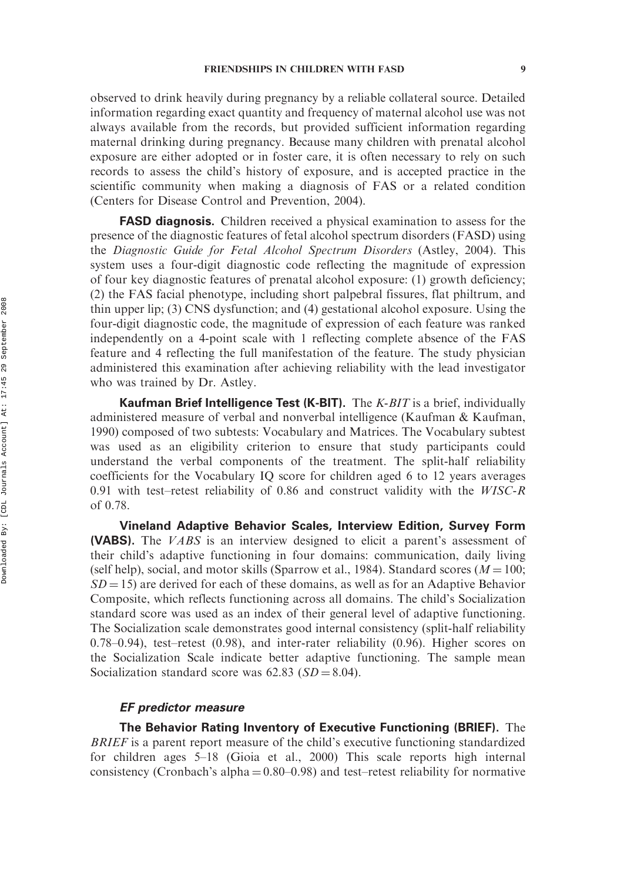observed to drink heavily during pregnancy by a reliable collateral source. Detailed information regarding exact quantity and frequency of maternal alcohol use was not always available from the records, but provided sufficient information regarding maternal drinking during pregnancy. Because many children with prenatal alcohol exposure are either adopted or in foster care, it is often necessary to rely on such records to assess the child's history of exposure, and is accepted practice in the scientific community when making a diagnosis of FAS or a related condition (Centers for Disease Control and Prevention, 2004).

**FASD diagnosis.** Children received a physical examination to assess for the presence of the diagnostic features of fetal alcohol spectrum disorders (FASD) using the *Diagnostic Guide for Fetal Alcohol Spectrum Disorders* (Astley, 2004). This system uses a four-digit diagnostic code reflecting the magnitude of expression of four key diagnostic features of prenatal alcohol exposure: (1) growth deficiency; (2) the FAS facial phenotype, including short palpebral fissures, flat philtrum, and thin upper lip; (3) CNS dysfunction; and (4) gestational alcohol exposure. Using the four-digit diagnostic code, the magnitude of expression of each feature was ranked independently on a 4-point scale with 1 reflecting complete absence of the FAS feature and 4 reflecting the full manifestation of the feature. The study physician administered this examination after achieving reliability with the lead investigator who was trained by Dr. Astley.

**Kaufman Brief Intelligence Test (K-BIT).** The *K-BIT* is a brief, individually administered measure of verbal and nonverbal intelligence (Kaufman & Kaufman, 1990) composed of two subtests: Vocabulary and Matrices. The Vocabulary subtest was used as an eligibility criterion to ensure that study participants could understand the verbal components of the treatment. The split-half reliability coefficients for the Vocabulary IQ score for children aged 6 to 12 years averages 0.91 with test–retest reliability of 0.86 and construct validity with the *WISC-R* of 0.78.

**Vineland Adaptive Behavior Scales, Interview Edition, Survey Form (VABS).** The *VABS* is an interview designed to elicit a parent's assessment of their child's adaptive functioning in four domains: communication, daily living (self help), social, and motor skills (Sparrow et al., 1984). Standard scores ($M = 100$; $SD = 15$) are derived for each of these domains, as well as for an Adaptive Behavior Composite, which reflects functioning across all domains. The child's Socialization standard score was used as an index of their general level of adaptive functioning. The Socialization scale demonstrates good internal consistency (split-half reliability 0.78–0.94), test–retest (0.98), and inter-rater reliability (0.96). Higher scores on the Socialization Scale indicate better adaptive functioning. The sample mean Socialization standard score was 62.83 ($SD = 8.04$).

### *EF predictor measure*

**The Behavior Rating Inventory of Executive Functioning (BRIEF).** The *BRIEF* is a parent report measure of the child's executive functioning standardized for children ages 5–18 (Gioia et al., 2000) This scale reports high internal consistency (Cronbach's alpha = 0.80–0.98) and test–retest reliability for normative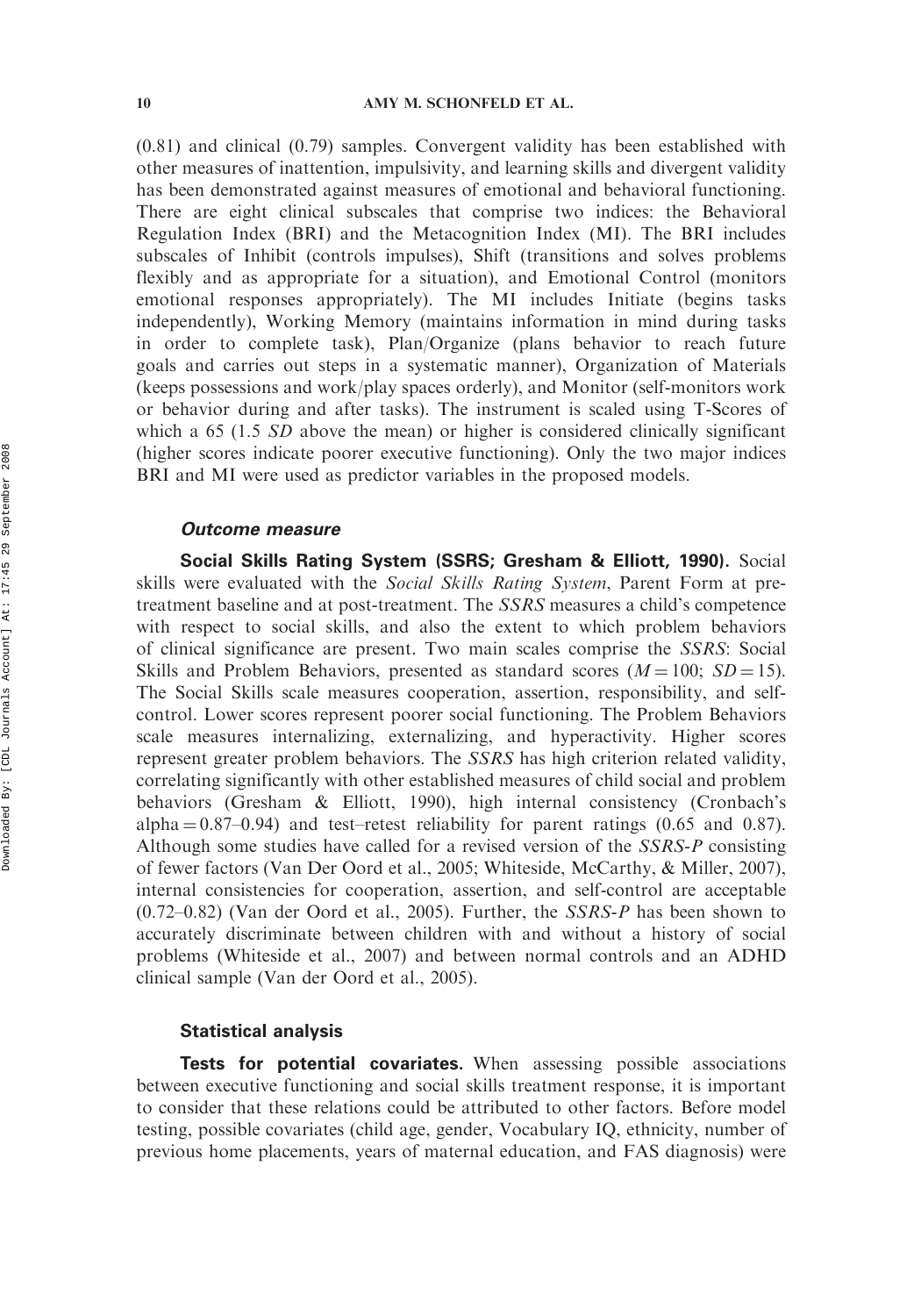(0.81) and clinical (0.79) samples. Convergent validity has been established with other measures of inattention, impulsivity, and learning skills and divergent validity has been demonstrated against measures of emotional and behavioral functioning. There are eight clinical subscales that comprise two indices: the Behavioral Regulation Index (BRI) and the Metacognition Index (MI). The BRI includes subscales of Inhibit (controls impulses), Shift (transitions and solves problems flexibly and as appropriate for a situation), and Emotional Control (monitors emotional responses appropriately). The MI includes Initiate (begins tasks independently), Working Memory (maintains information in mind during tasks in order to complete task), Plan/Organize (plans behavior to reach future goals and carries out steps in a systematic manner), Organization of Materials (keeps possessions and work/play spaces orderly), and Monitor (self-monitors work or behavior during and after tasks). The instrument is scaled using T-Scores of which a 65 (1.5 *SD* above the mean) or higher is considered clinically significant (higher scores indicate poorer executive functioning). Only the two major indices BRI and MI were used as predictor variables in the proposed models.

### *Outcome measure*

**Social Skills Rating System (SSRS; Gresham & Elliott, 1990).** Social skills were evaluated with the *Social Skills Rating System*, Parent Form at pre-treatment baseline and at post-treatment. The *SSRS* measures a child's competence with respect to social skills, and also the extent to which problem behaviors of clinical significance are present. Two main scales comprise the *SSRS*: Social Skills and Problem Behaviors, presented as standard scores ($M = 100$; $SD = 15$). The Social Skills scale measures cooperation, assertion, responsibility, and self-control. Lower scores represent poorer social functioning. The Problem Behaviors scale measures internalizing, externalizing, and hyperactivity. Higher scores represent greater problem behaviors. The *SSRS* has high criterion related validity, correlating significantly with other established measures of child social and problem behaviors (Gresham & Elliott, 1990), high internal consistency (Cronbach's alpha = 0.87–0.94) and test–retest reliability for parent ratings (0.65 and 0.87). Although some studies have called for a revised version of the *SSRS-P* consisting of fewer factors (Van Der Oord et al., 2005; Whiteside, McCarthy, & Miller, 2007), internal consistencies for cooperation, assertion, and self-control are acceptable (0.72–0.82) (Van der Oord et al., 2005). Further, the *SSRS-P* has been shown to accurately discriminate between children with and without a history of social problems (Whiteside et al., 2007) and between normal controls and an ADHD clinical sample (Van der Oord et al., 2005).

### Statistical analysis

**Tests for potential covariates.** When assessing possible associations between executive functioning and social skills treatment response, it is important to consider that these relations could be attributed to other factors. Before model testing, possible covariates (child age, gender, Vocabulary IQ, ethnicity, number of previous home placements, years of maternal education, and FAS diagnosis) were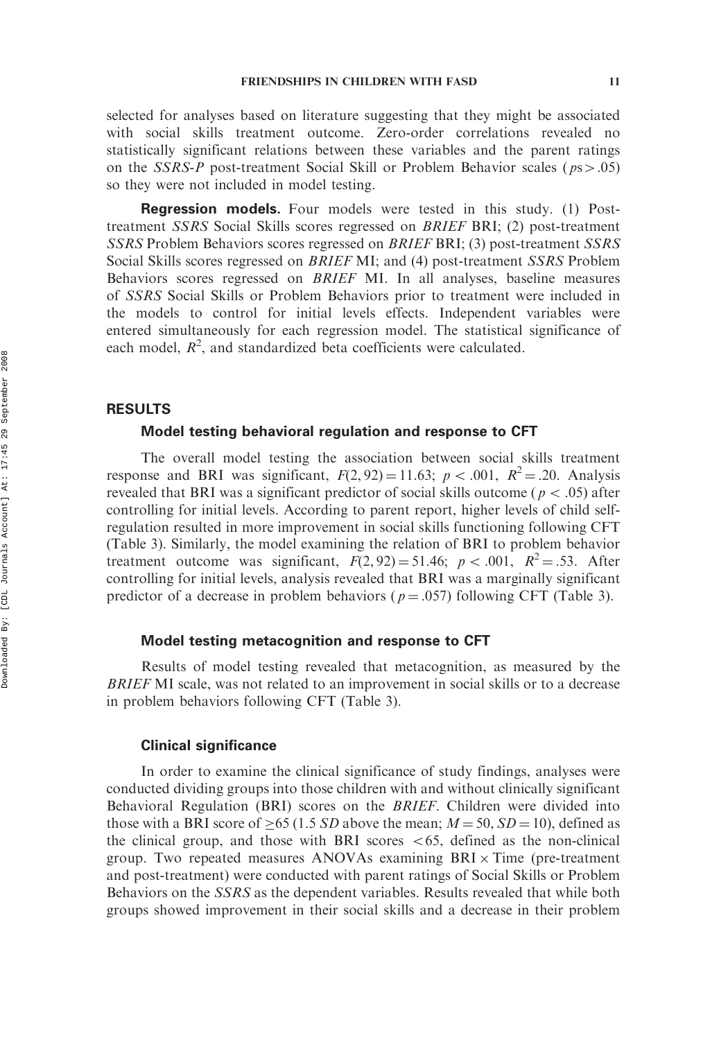selected for analyses based on literature suggesting that they might be associated with social skills treatment outcome. Zero-order correlations revealed no statistically significant relations between these variables and the parent ratings on the *SSRS-P* post-treatment Social Skill or Problem Behavior scales ($ps > .05$) so they were not included in model testing.

**Regression models.** Four models were tested in this study. (1) Post-treatment *SSRS* Social Skills scores regressed on *BRIEF* BRI; (2) post-treatment *SSRS* Problem Behaviors scores regressed on *BRIEF* BRI; (3) post-treatment *SSRS* Social Skills scores regressed on *BRIEF* MI; and (4) post-treatment *SSRS* Problem Behaviors scores regressed on *BRIEF* MI. In all analyses, baseline measures of *SSRS* Social Skills or Problem Behaviors prior to treatment were included in the models to control for initial levels effects. Independent variables were entered simultaneously for each regression model. The statistical significance of each model, $R^2$, and standardized beta coefficients were calculated.

## RESULTS

### Model testing behavioral regulation and response to CFT

The overall model testing the association between social skills treatment response and BRI was significant, $F(2, 92) = 11.63$; $p < .001$, $R^2 = .20$. Analysis revealed that BRI was a significant predictor of social skills outcome ($p < .05$) after controlling for initial levels. According to parent report, higher levels of child self-regulation resulted in more improvement in social skills functioning following CFT (Table 3). Similarly, the model examining the relation of BRI to problem behavior treatment outcome was significant, $F(2, 92) = 51.46$; $p < .001$, $R^2 = .53$. After controlling for initial levels, analysis revealed that BRI was a marginally significant predictor of a decrease in problem behaviors ($p = .057$) following CFT (Table 3).

### Model testing metacognition and response to CFT

Results of model testing revealed that metacognition, as measured by the *BRIEF* MI scale, was not related to an improvement in social skills or to a decrease in problem behaviors following CFT (Table 3).

### Clinical significance

In order to examine the clinical significance of study findings, analyses were conducted dividing groups into those children with and without clinically significant Behavioral Regulation (BRI) scores on the *BRIEF*. Children were divided into those with a BRI score of $\geq 65$ (1.5 *SD* above the mean; $M = 50$, $SD = 10$), defined as the clinical group, and those with BRI scores $< 65$, defined as the non-clinical group. Two repeated measures ANOVAs examining BRI $\times$ Time (pre-treatment and post-treatment) were conducted with parent ratings of Social Skills or Problem Behaviors on the *SSRS* as the dependent variables. Results revealed that while both groups showed improvement in their social skills and a decrease in their problem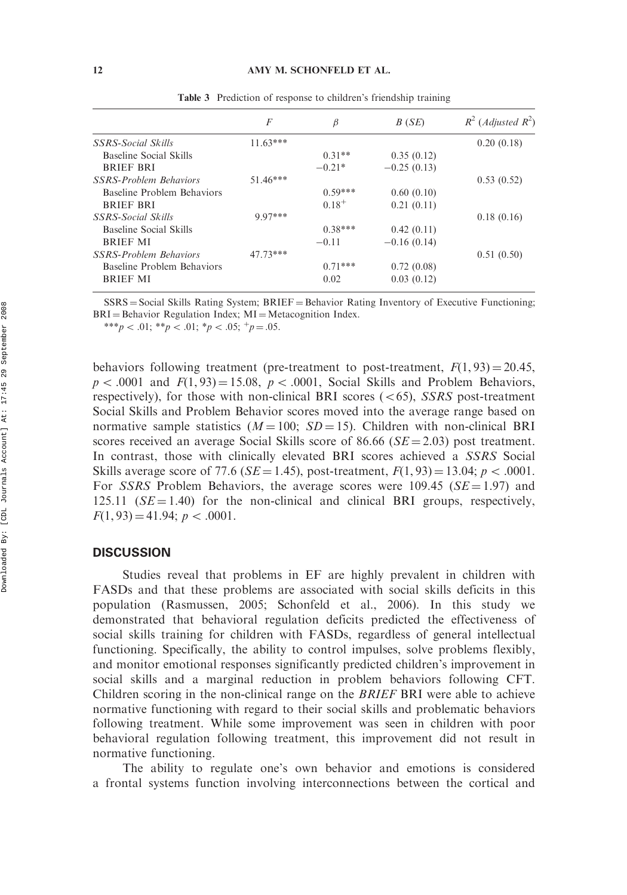**Table 3** Prediction of response to children's friendship training

| | $F$ | $\beta$ | $B$ ($SE$) | $R^2$ (*Adjusted* $R^2$) |
|---|---|---|---|---|
| *SSRS-Social Skills* | 11.63*** | | | 0.20 (0.18) |
| Baseline Social Skills | | 0.31** | 0.35 (0.12) | |
| BRIEF BRI | | −0.21* | −0.25 (0.13) | |
| *SSRS-Problem Behaviors* | 51.46*** | | | 0.53 (0.52) |
| Baseline Problem Behaviors | | 0.59*** | 0.60 (0.10) | |
| BRIEF BRI | | 0.18$^{+}$ | 0.21 (0.11) | |
| *SSRS-Social Skills* | 9.97*** | | | 0.18 (0.16) |
| Baseline Social Skills | | 0.38*** | 0.42 (0.11) | |
| BRIEF MI | | −0.11 | −0.16 (0.14) | |
| *SSRS-Problem Behaviors* | 47.73*** | | | 0.51 (0.50) |
| Baseline Problem Behaviors | | 0.71*** | 0.72 (0.08) | |
| BRIEF MI | | 0.02 | 0.03 (0.12) | |

SSRS = Social Skills Rating System; BRIEF = Behavior Rating Inventory of Executive Functioning; BRI = Behavior Regulation Index; MI = Metacognition Index.

***$p < .01$; **$p < .01$; *$p < .05$; $^{+}p = .05$.

behaviors following treatment (pre-treatment to post-treatment, $F(1, 93) = 20.45$, $p < .0001$ and $F(1, 93) = 15.08$, $p < .0001$, Social Skills and Problem Behaviors, respectively), for those with non-clinical BRI scores ($<65$), *SSRS* post-treatment Social Skills and Problem Behavior scores moved into the average range based on normative sample statistics ($M = 100$; $SD = 15$). Children with non-clinical BRI scores received an average Social Skills score of 86.66 ($SE = 2.03$) post treatment. In contrast, those with clinically elevated BRI scores achieved a *SSRS* Social Skills average score of 77.6 ($SE = 1.45$), post-treatment, $F(1, 93) = 13.04$; $p < .0001$. For *SSRS* Problem Behaviors, the average scores were 109.45 ($SE = 1.97$) and 125.11 ($SE = 1.40$) for the non-clinical and clinical BRI groups, respectively, $F(1, 93) = 41.94$; $p < .0001$.

## DISCUSSION

Studies reveal that problems in EF are highly prevalent in children with FASDs and that these problems are associated with social skills deficits in this population (Rasmussen, 2005; Schonfeld et al., 2006). In this study we demonstrated that behavioral regulation deficits predicted the effectiveness of social skills training for children with FASDs, regardless of general intellectual functioning. Specifically, the ability to control impulses, solve problems flexibly, and monitor emotional responses significantly predicted children's improvement in social skills and a marginal reduction in problem behaviors following CFT. Children scoring in the non-clinical range on the *BRIEF* BRI were able to achieve normative functioning with regard to their social skills and problematic behaviors following treatment. While some improvement was seen in children with poor behavioral regulation following treatment, this improvement did not result in normative functioning.

The ability to regulate one's own behavior and emotions is considered a frontal systems function involving interconnections between the cortical and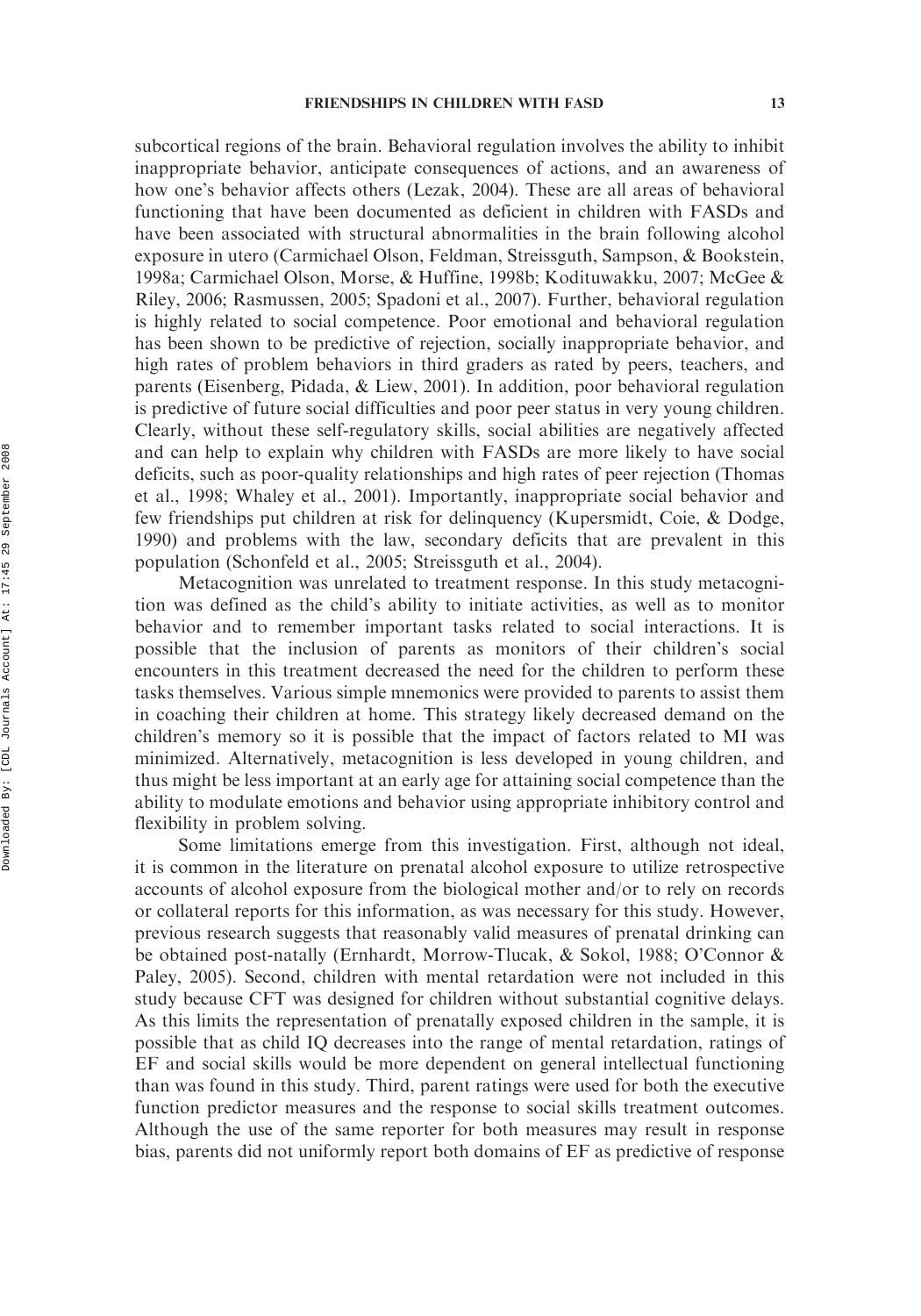subcortical regions of the brain. Behavioral regulation involves the ability to inhibit inappropriate behavior, anticipate consequences of actions, and an awareness of how one's behavior affects others (Lezak, 2004). These are all areas of behavioral functioning that have been documented as deficient in children with FASDs and have been associated with structural abnormalities in the brain following alcohol exposure in utero (Carmichael Olson, Feldman, Streissguth, Sampson, & Bookstein, 1998a; Carmichael Olson, Morse, & Huffine, 1998b; Kodituwakku, 2007; McGee & Riley, 2006; Rasmussen, 2005; Spadoni et al., 2007). Further, behavioral regulation is highly related to social competence. Poor emotional and behavioral regulation has been shown to be predictive of rejection, socially inappropriate behavior, and high rates of problem behaviors in third graders as rated by peers, teachers, and parents (Eisenberg, Pidada, & Liew, 2001). In addition, poor behavioral regulation is predictive of future social difficulties and poor peer status in very young children. Clearly, without these self-regulatory skills, social abilities are negatively affected and can help to explain why children with FASDs are more likely to have social deficits, such as poor-quality relationships and high rates of peer rejection (Thomas et al., 1998; Whaley et al., 2001). Importantly, inappropriate social behavior and few friendships put children at risk for delinquency (Kupersmidt, Coie, & Dodge, 1990) and problems with the law, secondary deficits that are prevalent in this population (Schonfeld et al., 2005; Streissguth et al., 2004).

Metacognition was unrelated to treatment response. In this study metacognition was defined as the child's ability to initiate activities, as well as to monitor behavior and to remember important tasks related to social interactions. It is possible that the inclusion of parents as monitors of their children's social encounters in this treatment decreased the need for the children to perform these tasks themselves. Various simple mnemonics were provided to parents to assist them in coaching their children at home. This strategy likely decreased demand on the children's memory so it is possible that the impact of factors related to MI was minimized. Alternatively, metacognition is less developed in young children, and thus might be less important at an early age for attaining social competence than the ability to modulate emotions and behavior using appropriate inhibitory control and flexibility in problem solving.

Some limitations emerge from this investigation. First, although not ideal, it is common in the literature on prenatal alcohol exposure to utilize retrospective accounts of alcohol exposure from the biological mother and/or to rely on records or collateral reports for this information, as was necessary for this study. However, previous research suggests that reasonably valid measures of prenatal drinking can be obtained post-natally (Ernhardt, Morrow-Tlucak, & Sokol, 1988; O'Connor & Paley, 2005). Second, children with mental retardation were not included in this study because CFT was designed for children without substantial cognitive delays. As this limits the representation of prenatally exposed children in the sample, it is possible that as child IQ decreases into the range of mental retardation, ratings of EF and social skills would be more dependent on general intellectual functioning than was found in this study. Third, parent ratings were used for both the executive function predictor measures and the response to social skills treatment outcomes. Although the use of the same reporter for both measures may result in response bias, parents did not uniformly report both domains of EF as predictive of response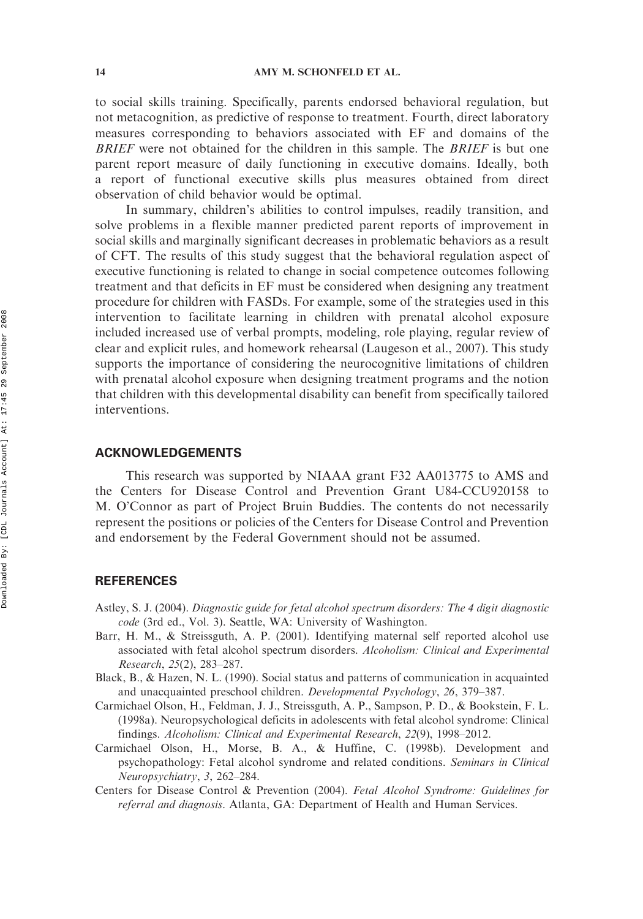to social skills training. Specifically, parents endorsed behavioral regulation, but not metacognition, as predictive of response to treatment. Fourth, direct laboratory measures corresponding to behaviors associated with EF and domains of the *BRIEF* were not obtained for the children in this sample. The *BRIEF* is but one parent report measure of daily functioning in executive domains. Ideally, both a report of functional executive skills plus measures obtained from direct observation of child behavior would be optimal.

In summary, children's abilities to control impulses, readily transition, and solve problems in a flexible manner predicted parent reports of improvement in social skills and marginally significant decreases in problematic behaviors as a result of CFT. The results of this study suggest that the behavioral regulation aspect of executive functioning is related to change in social competence outcomes following treatment and that deficits in EF must be considered when designing any treatment procedure for children with FASDs. For example, some of the strategies used in this intervention to facilitate learning in children with prenatal alcohol exposure included increased use of verbal prompts, modeling, role playing, regular review of clear and explicit rules, and homework rehearsal (Laugeson et al., 2007). This study supports the importance of considering the neurocognitive limitations of children with prenatal alcohol exposure when designing treatment programs and the notion that children with this developmental disability can benefit from specifically tailored interventions.

## ACKNOWLEDGEMENTS

This research was supported by NIAAA grant F32 AA013775 to AMS and the Centers for Disease Control and Prevention Grant U84-CCU920158 to M. O'Connor as part of Project Bruin Buddies. The contents do not necessarily represent the positions or policies of the Centers for Disease Control and Prevention and endorsement by the Federal Government should not be assumed.

## REFERENCES

Astley, S. J. (2004). *Diagnostic guide for fetal alcohol spectrum disorders: The 4 digit diagnostic code* (3rd ed., Vol. 3). Seattle, WA: University of Washington.

Barr, H. M., & Streissguth, A. P. (2001). Identifying maternal self reported alcohol use associated with fetal alcohol spectrum disorders. *Alcoholism: Clinical and Experimental Research*, *25*(2), 283–287.

Black, B., & Hazen, N. L. (1990). Social status and patterns of communication in acquainted and unacquainted preschool children. *Developmental Psychology*, *26*, 379–387.

Carmichael Olson, H., Feldman, J. J., Streissguth, A. P., Sampson, P. D., & Bookstein, F. L. (1998a). Neuropsychological deficits in adolescents with fetal alcohol syndrome: Clinical findings. *Alcoholism: Clinical and Experimental Research*, *22*(9), 1998–2012.

Carmichael Olson, H., Morse, B. A., & Huffine, C. (1998b). Development and psychopathology: Fetal alcohol syndrome and related conditions. *Seminars in Clinical Neuropsychiatry*, *3*, 262–284.

Centers for Disease Control & Prevention (2004). *Fetal Alcohol Syndrome: Guidelines for referral and diagnosis*. Atlanta, GA: Department of Health and Human Services.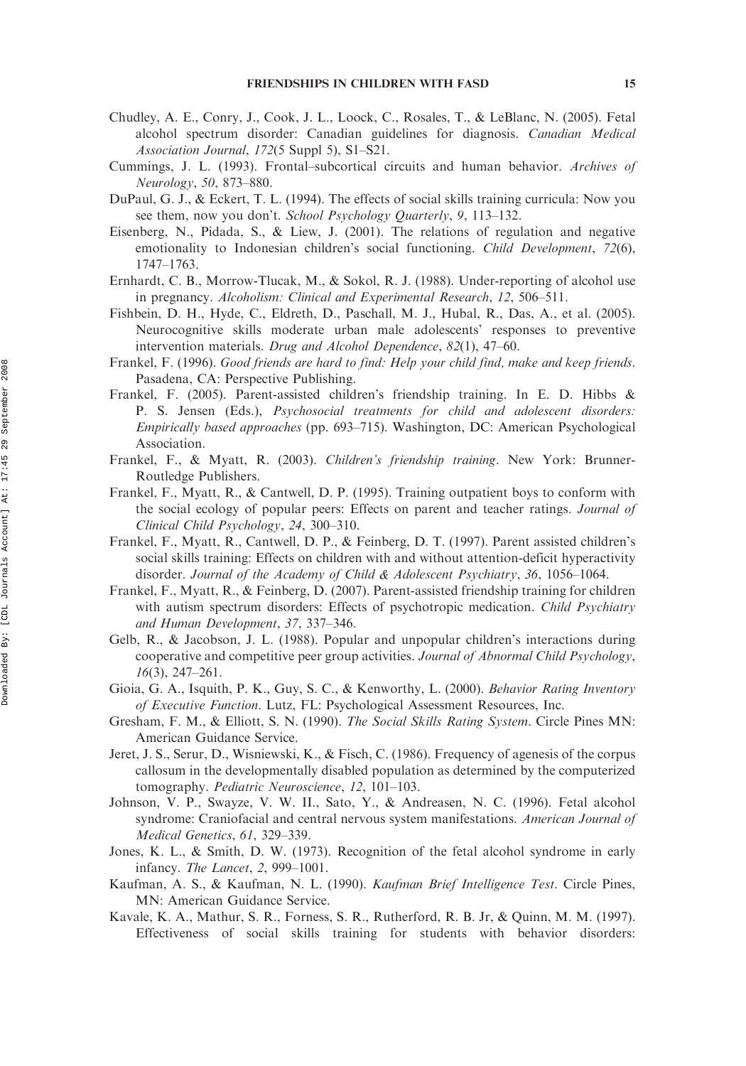Chudley, A. E., Conry, J., Cook, J. L., Loock, C., Rosales, T., & LeBlanc, N. (2005). Fetal alcohol spectrum disorder: Canadian guidelines for diagnosis. *Canadian Medical Association Journal*, *172*(5 Suppl 5), S1–S21.

Cummings, J. L. (1993). Frontal–subcortical circuits and human behavior. *Archives of Neurology*, *50*, 873–880.

DuPaul, G. J., & Eckert, T. L. (1994). The effects of social skills training curricula: Now you see them, now you don't. *School Psychology Quarterly*, *9*, 113–132.

Eisenberg, N., Pidada, S., & Liew, J. (2001). The relations of regulation and negative emotionality to Indonesian children's social functioning. *Child Development*, *72*(6), 1747–1763.

Ernhardt, C. B., Morrow-Tlucak, M., & Sokol, R. J. (1988). Under-reporting of alcohol use in pregnancy. *Alcoholism: Clinical and Experimental Research*, *12*, 506–511.

Fishbein, D. H., Hyde, C., Eldreth, D., Paschall, M. J., Hubal, R., Das, A., et al. (2005). Neurocognitive skills moderate urban male adolescents' responses to preventive intervention materials. *Drug and Alcohol Dependence*, *82*(1), 47–60.

Frankel, F. (1996). *Good friends are hard to find: Help your child find, make and keep friends*. Pasadena, CA: Perspective Publishing.

Frankel, F. (2005). Parent-assisted children's friendship training. In E. D. Hibbs & P. S. Jensen (Eds.), *Psychosocial treatments for child and adolescent disorders: Empirically based approaches* (pp. 693–715). Washington, DC: American Psychological Association.

Frankel, F., & Myatt, R. (2003). *Children's friendship training*. New York: Brunner-Routledge Publishers.

Frankel, F., Myatt, R., & Cantwell, D. P. (1995). Training outpatient boys to conform with the social ecology of popular peers: Effects on parent and teacher ratings. *Journal of Clinical Child Psychology*, *24*, 300–310.

Frankel, F., Myatt, R., Cantwell, D. P., & Feinberg, D. T. (1997). Parent assisted children's social skills training: Effects on children with and without attention-deficit hyperactivity disorder. *Journal of the Academy of Child & Adolescent Psychiatry*, *36*, 1056–1064.

Frankel, F., Myatt, R., & Feinberg, D. (2007). Parent-assisted friendship training for children with autism spectrum disorders: Effects of psychotropic medication. *Child Psychiatry and Human Development*, *37*, 337–346.

Gelb, R., & Jacobson, J. L. (1988). Popular and unpopular children's interactions during cooperative and competitive peer group activities. *Journal of Abnormal Child Psychology*, *16*(3), 247–261.

Gioia, G. A., Isquith, P. K., Guy, S. C., & Kenworthy, L. (2000). *Behavior Rating Inventory of Executive Function*. Lutz, FL: Psychological Assessment Resources, Inc.

Gresham, F. M., & Elliott, S. N. (1990). *The Social Skills Rating System*. Circle Pines MN: American Guidance Service.

Jeret, J. S., Serur, D., Wisniewski, K., & Fisch, C. (1986). Frequency of agenesis of the corpus callosum in the developmentally disabled population as determined by the computerized tomography. *Pediatric Neuroscience*, *12*, 101–103.

Johnson, V. P., Swayze, V. W. II., Sato, Y., & Andreasen, N. C. (1996). Fetal alcohol syndrome: Craniofacial and central nervous system manifestations. *American Journal of Medical Genetics*, *61*, 329–339.

Jones, K. L., & Smith, D. W. (1973). Recognition of the fetal alcohol syndrome in early infancy. *The Lancet*, *2*, 999–1001.

Kaufman, A. S., & Kaufman, N. L. (1990). *Kaufman Brief Intelligence Test*. Circle Pines, MN: American Guidance Service.

Kavale, K. A., Mathur, S. R., Forness, S. R., Rutherford, R. B. Jr, & Quinn, M. M. (1997). Effectiveness of social skills training for students with behavior disorders: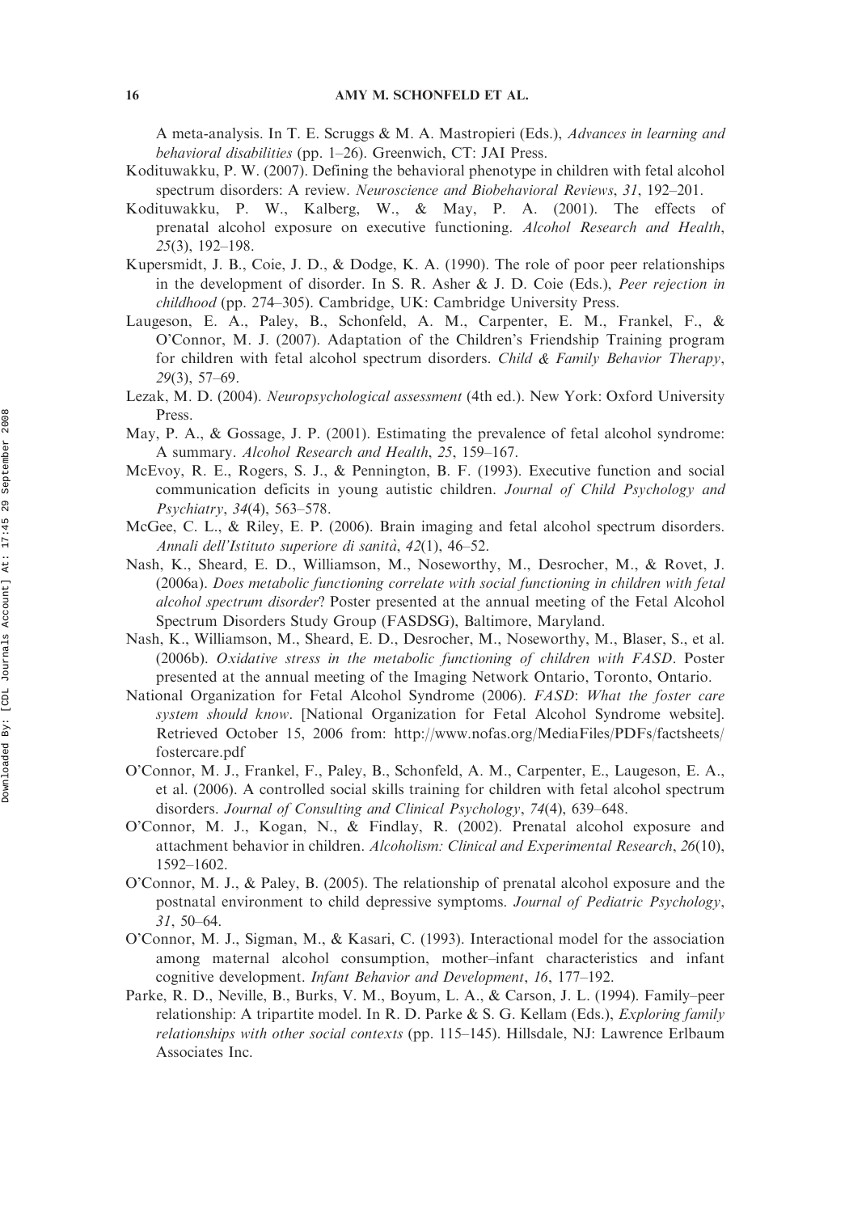A meta-analysis. In T. E. Scruggs & M. A. Mastropieri (Eds.), *Advances in learning and behavioral disabilities* (pp. 1–26). Greenwich, CT: JAI Press.

Kodituwakku, P. W. (2007). Defining the behavioral phenotype in children with fetal alcohol spectrum disorders: A review. *Neuroscience and Biobehavioral Reviews*, *31*, 192–201.

Kodituwakku, P. W., Kalberg, W., & May, P. A. (2001). The effects of prenatal alcohol exposure on executive functioning. *Alcohol Research and Health*, *25*(3), 192–198.

Kupersmidt, J. B., Coie, J. D., & Dodge, K. A. (1990). The role of poor peer relationships in the development of disorder. In S. R. Asher & J. D. Coie (Eds.), *Peer rejection in childhood* (pp. 274–305). Cambridge, UK: Cambridge University Press.

Laugeson, E. A., Paley, B., Schonfeld, A. M., Carpenter, E. M., Frankel, F., & O'Connor, M. J. (2007). Adaptation of the Children's Friendship Training program for children with fetal alcohol spectrum disorders. *Child & Family Behavior Therapy*, *29*(3), 57–69.

Lezak, M. D. (2004). *Neuropsychological assessment* (4th ed.). New York: Oxford University Press.

May, P. A., & Gossage, J. P. (2001). Estimating the prevalence of fetal alcohol syndrome: A summary. *Alcohol Research and Health*, *25*, 159–167.

McEvoy, R. E., Rogers, S. J., & Pennington, B. F. (1993). Executive function and social communication deficits in young autistic children. *Journal of Child Psychology and Psychiatry*, *34*(4), 563–578.

McGee, C. L., & Riley, E. P. (2006). Brain imaging and fetal alcohol spectrum disorders. *Annali dell'Istituto superiore di sanità*, *42*(1), 46–52.

Nash, K., Sheard, E. D., Williamson, M., Noseworthy, M., Desrocher, M., & Rovet, J. (2006a). *Does metabolic functioning correlate with social functioning in children with fetal alcohol spectrum disorder*? Poster presented at the annual meeting of the Fetal Alcohol Spectrum Disorders Study Group (FASDSG), Baltimore, Maryland.

Nash, K., Williamson, M., Sheard, E. D., Desrocher, M., Noseworthy, M., Blaser, S., et al. (2006b). *Oxidative stress in the metabolic functioning of children with FASD*. Poster presented at the annual meeting of the Imaging Network Ontario, Toronto, Ontario.

National Organization for Fetal Alcohol Syndrome (2006). *FASD*: *What the foster care system should know*. [National Organization for Fetal Alcohol Syndrome website]. Retrieved October 15, 2006 from: http://www.nofas.org/MediaFiles/PDFs/factsheets/fostercare.pdf

O'Connor, M. J., Frankel, F., Paley, B., Schonfeld, A. M., Carpenter, E., Laugeson, E. A., et al. (2006). A controlled social skills training for children with fetal alcohol spectrum disorders. *Journal of Consulting and Clinical Psychology*, *74*(4), 639–648.

O'Connor, M. J., Kogan, N., & Findlay, R. (2002). Prenatal alcohol exposure and attachment behavior in children. *Alcoholism: Clinical and Experimental Research*, *26*(10), 1592–1602.

O'Connor, M. J., & Paley, B. (2005). The relationship of prenatal alcohol exposure and the postnatal environment to child depressive symptoms. *Journal of Pediatric Psychology*, *31*, 50–64.

O'Connor, M. J., Sigman, M., & Kasari, C. (1993). Interactional model for the association among maternal alcohol consumption, mother–infant characteristics and infant cognitive development. *Infant Behavior and Development*, *16*, 177–192.

Parke, R. D., Neville, B., Burks, V. M., Boyum, L. A., & Carson, J. L. (1994). Family–peer relationship: A tripartite model. In R. D. Parke & S. G. Kellam (Eds.), *Exploring family relationships with other social contexts* (pp. 115–145). Hillsdale, NJ: Lawrence Erlbaum Associates Inc.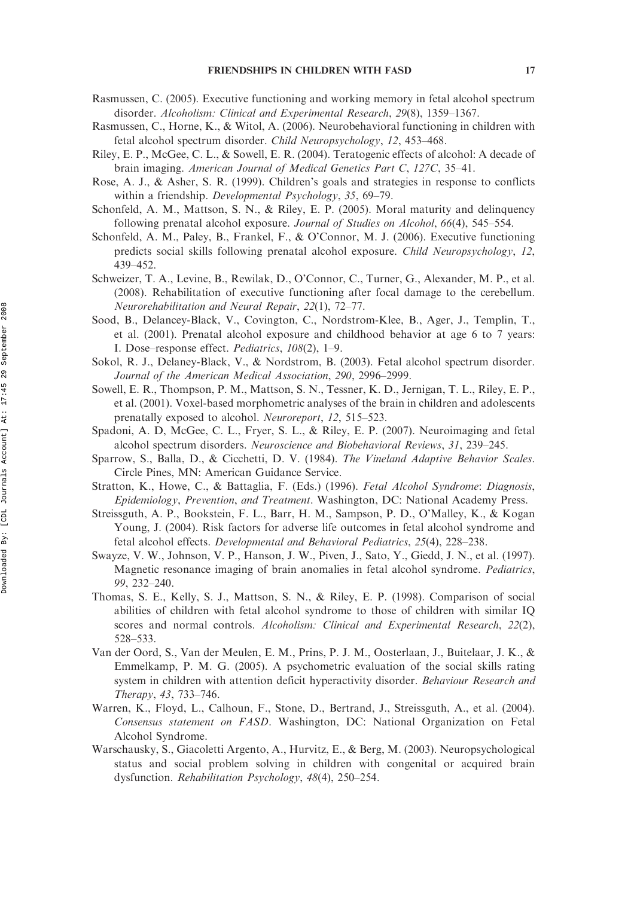Rasmussen, C. (2005). Executive functioning and working memory in fetal alcohol spectrum disorder. *Alcoholism: Clinical and Experimental Research*, *29*(8), 1359–1367.

Rasmussen, C., Horne, K., & Witol, A. (2006). Neurobehavioral functioning in children with fetal alcohol spectrum disorder. *Child Neuropsychology*, *12*, 453–468.

Riley, E. P., McGee, C. L., & Sowell, E. R. (2004). Teratogenic effects of alcohol: A decade of brain imaging. *American Journal of Medical Genetics Part C*, *127C*, 35–41.

Rose, A. J., & Asher, S. R. (1999). Children's goals and strategies in response to conflicts within a friendship. *Developmental Psychology*, *35*, 69–79.

Schonfeld, A. M., Mattson, S. N., & Riley, E. P. (2005). Moral maturity and delinquency following prenatal alcohol exposure. *Journal of Studies on Alcohol*, *66*(4), 545–554.

Schonfeld, A. M., Paley, B., Frankel, F., & O'Connor, M. J. (2006). Executive functioning predicts social skills following prenatal alcohol exposure. *Child Neuropsychology*, *12*, 439–452.

Schweizer, T. A., Levine, B., Rewilak, D., O'Connor, C., Turner, G., Alexander, M. P., et al. (2008). Rehabilitation of executive functioning after focal damage to the cerebellum. *Neurorehabilitation and Neural Repair*, *22*(1), 72–77.

Sood, B., Delancey-Black, V., Covington, C., Nordstrom-Klee, B., Ager, J., Templin, T., et al. (2001). Prenatal alcohol exposure and childhood behavior at age 6 to 7 years: I. Dose–response effect. *Pediatrics*, *108*(2), 1–9.

Sokol, R. J., Delaney-Black, V., & Nordstrom, B. (2003). Fetal alcohol spectrum disorder. *Journal of the American Medical Association*, *290*, 2996–2999.

Sowell, E. R., Thompson, P. M., Mattson, S. N., Tessner, K. D., Jernigan, T. L., Riley, E. P., et al. (2001). Voxel-based morphometric analyses of the brain in children and adolescents prenatally exposed to alcohol. *Neuroreport*, *12*, 515–523.

Spadoni, A. D, McGee, C. L., Fryer, S. L., & Riley, E. P. (2007). Neuroimaging and fetal alcohol spectrum disorders. *Neuroscience and Biobehavioral Reviews*, *31*, 239–245.

Sparrow, S., Balla, D., & Cicchetti, D. V. (1984). *The Vineland Adaptive Behavior Scales*. Circle Pines, MN: American Guidance Service.

Stratton, K., Howe, C., & Battaglia, F. (Eds.) (1996). *Fetal Alcohol Syndrome: Diagnosis, Epidemiology, Prevention, and Treatment*. Washington, DC: National Academy Press.

Streissguth, A. P., Bookstein, F. L., Barr, H. M., Sampson, P. D., O'Malley, K., & Kogan Young, J. (2004). Risk factors for adverse life outcomes in fetal alcohol syndrome and fetal alcohol effects. *Developmental and Behavioral Pediatrics*, *25*(4), 228–238.

Swayze, V. W., Johnson, V. P., Hanson, J. W., Piven, J., Sato, Y., Giedd, J. N., et al. (1997). Magnetic resonance imaging of brain anomalies in fetal alcohol syndrome. *Pediatrics*, *99*, 232–240.

Thomas, S. E., Kelly, S. J., Mattson, S. N., & Riley, E. P. (1998). Comparison of social abilities of children with fetal alcohol syndrome to those of children with similar IQ scores and normal controls. *Alcoholism: Clinical and Experimental Research*, *22*(2), 528–533.

Van der Oord, S., Van der Meulen, E. M., Prins, P. J. M., Oosterlaan, J., Buitelaar, J. K., & Emmelkamp, P. M. G. (2005). A psychometric evaluation of the social skills rating system in children with attention deficit hyperactivity disorder. *Behaviour Research and Therapy*, *43*, 733–746.

Warren, K., Floyd, L., Calhoun, F., Stone, D., Bertrand, J., Streissguth, A., et al. (2004). *Consensus statement on FASD*. Washington, DC: National Organization on Fetal Alcohol Syndrome.

Warschausky, S., Giacoletti Argento, A., Hurvitz, E., & Berg, M. (2003). Neuropsychological status and social problem solving in children with congenital or acquired brain dysfunction. *Rehabilitation Psychology*, *48*(4), 250–254.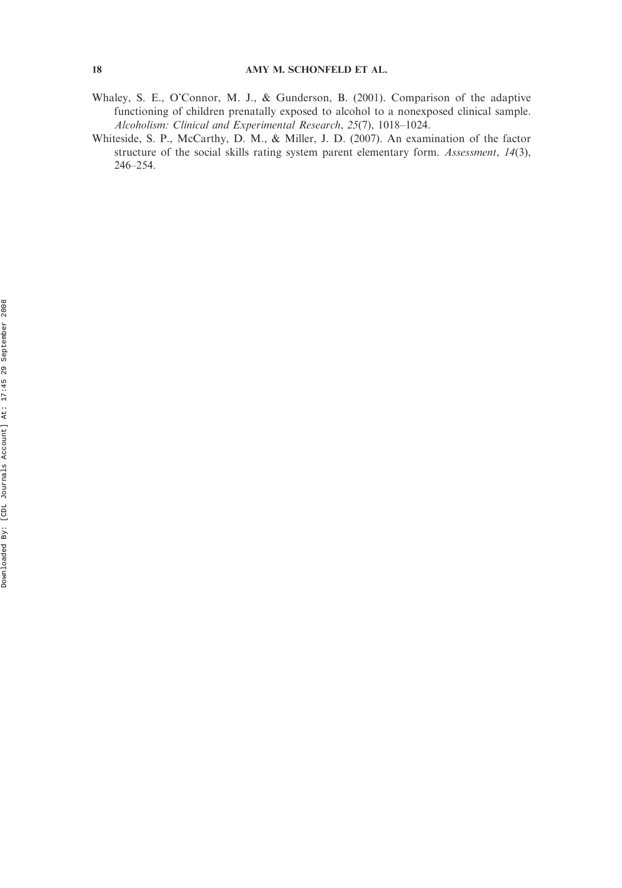Whaley, S. E., O'Connor, M. J., & Gunderson, B. (2001). Comparison of the adaptive functioning of children prenatally exposed to alcohol to a nonexposed clinical sample. *Alcoholism: Clinical and Experimental Research*, *25*(7), 1018–1024.

Whiteside, S. P., McCarthy, D. M., & Miller, J. D. (2007). An examination of the factor structure of the social skills rating system parent elementary form. *Assessment*, *14*(3), 246–254.